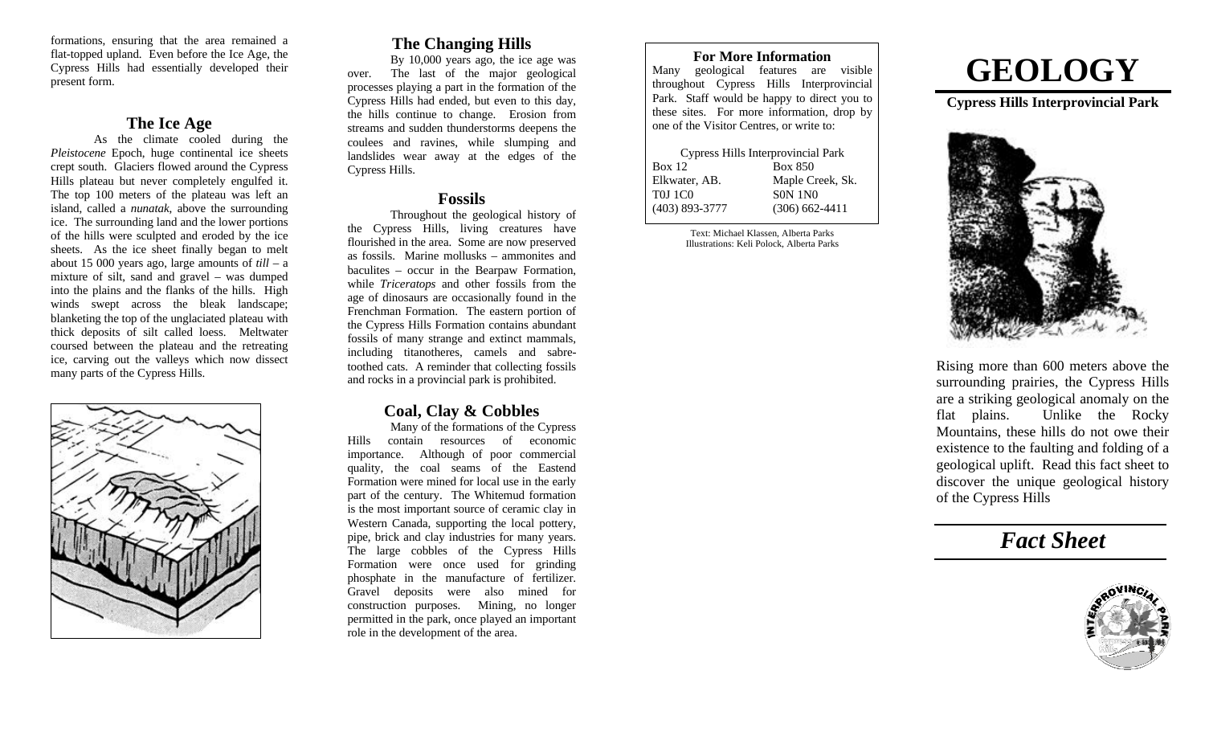formations, ensuring that the area remained a flat-topped upland. Even before the Ice Age, the Cypress Hills had essentially developed their present form.

## The Ice Age

As the climate cooled during the *Pleistocene* Epoch, huge continental ice sheets crept south. Glaciers flowed around the Cypress Hills plateau but never completely engulfed it. The top 100 meters of the plateau was left an island, called a *nunatak*, above the surrounding ice. The surrounding land and the lower portions of the hills were sculpted and eroded by the ice sheets. As the ice sheet finally began to melt about 15 000 years ago, large amounts of *till* – a mixture of silt, sand and gravel – was dumped into the plains and the flanks of the hills. High winds swept across the bleak landscape; blanketing the top of the unglaciated plateau with thick deposits of silt called loess. Meltwater coursed between the plateau and the retreating ice, carving out the valleys which now dissect many parts of the Cypress Hills.

## The Changing Hills

By 10,000 years ago, the ice age was over. The last of the major geological processes playing a part in the formation of the Cypress Hills had ended, but even to this day, the hills continue to change. Erosion from streams and sudden thunderstorms deepens the coulees and ravines, while slumping and landslides wear away at the edges of the Cypress Hills.

## Fossils

Throughout the geological history of the Cypress Hills, living creatures have flourished in the area. Some are now preserved as fossils. Marine mollusks – ammonites and baculites – occur in the Bearpaw Formation, while *Triceratops* and other fossils from the age of dinosaurs are occasionally found in the Frenchman Formation. The eastern portion of the Cypress Hills Formation contains abundant fossils of many strange and extinct mammals, including titanotheres, camels and sabre-toothed cats. A reminder that collecting fossils and rocks in a provincial park is prohibited.

## Coal, Clay & Cobbles

Many of the formations of the Cypress Hills contain resources of economic importance. Although of poor commercial quality, the coal seams of the Eastend Formation were mined for local use in the early part of the century. The Whitemud formation is the most important source of ceramic clay in Western Canada, supporting the local pottery, pipe, brick and clay industries for many years. The large cobbles of the Cypress Hills Formation were once used for grinding phosphate in the manufacture of fertilizer. Gravel deposits were also mined for construction purposes. Mining, no longer permitted in the park, once played an important role in the development of the area.

### For More Information

Many geological features are visible throughout Cypress Hills Interprovincial Park. Staff would be happy to direct you to these sites. For more information, drop by one of the Visitor Centres, or write to:

Cypress Hills Interprovincial Park

| | |
|---|---|
| Box 12 | Box 850 |
| Elkwater, AB. | Maple Creek, Sk. |
| T0J 1C0 | S0N 1N0 |
| (403) 893-3777 | (306) 662-4411 |

Text: Michael Klassen, Alberta Parks
Illustrations: Keli Polock, Alberta Parks

# GEOLOGY

**Cypress Hills Interprovincial Park**

Rising more than 600 meters above the surrounding prairies, the Cypress Hills are a striking geological anomaly on the flat plains. Unlike the Rocky Mountains, these hills do not owe their existence to the faulting and folding of a geological uplift. Read this fact sheet to discover the unique geological history of the Cypress Hills

## *Fact Sheet*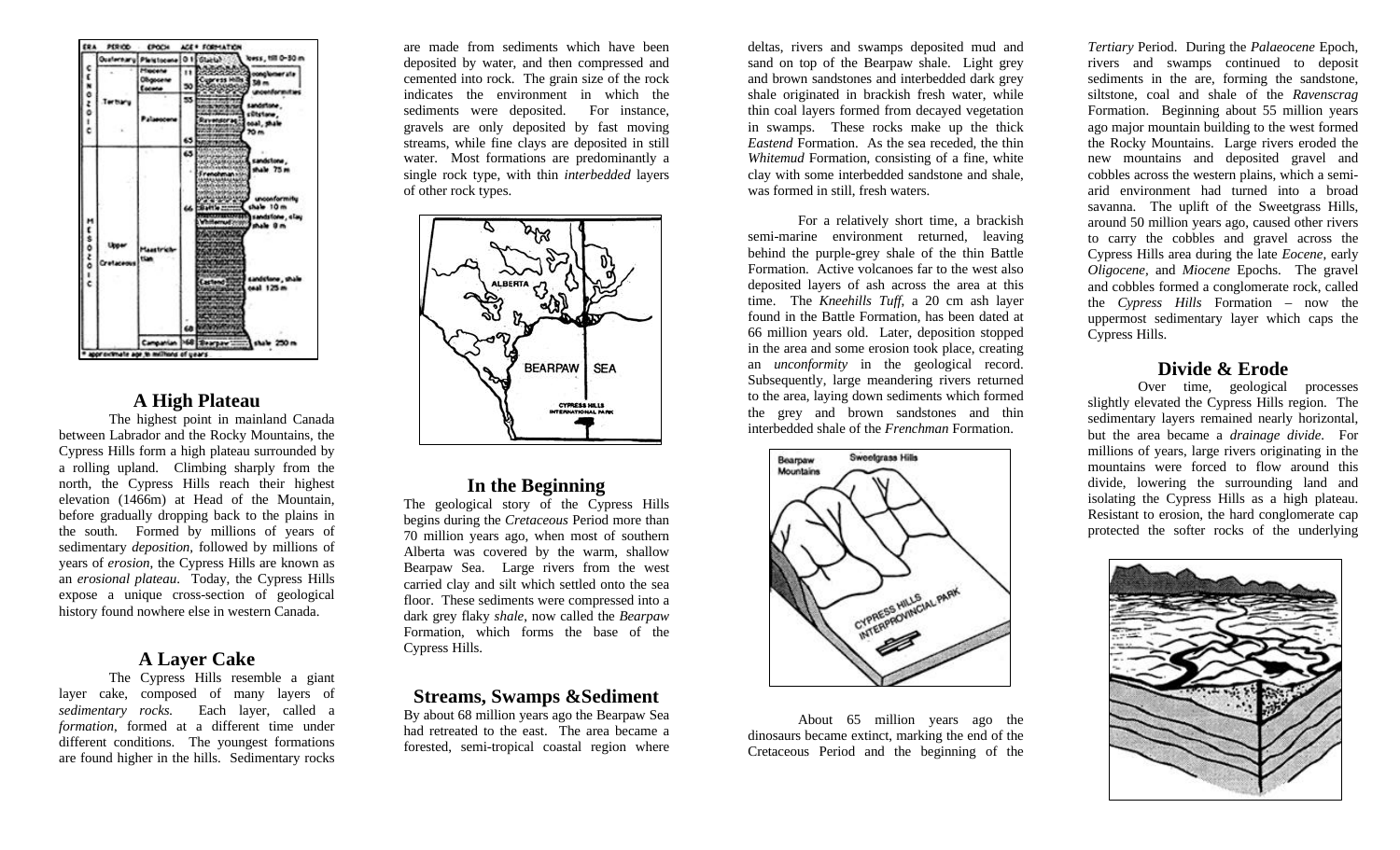## A High Plateau

The highest point in mainland Canada between Labrador and the Rocky Mountains, the Cypress Hills form a high plateau surrounded by a rolling upland. Climbing sharply from the north, the Cypress Hills reach their highest elevation (1466m) at Head of the Mountain, before gradually dropping back to the plains in the south. Formed by millions of years of sedimentary *deposition*, followed by millions of years of *erosion*, the Cypress Hills are known as an *erosional plateau*. Today, the Cypress Hills expose a unique cross-section of geological history found nowhere else in western Canada.

## A Layer Cake

The Cypress Hills resemble a giant layer cake, composed of many layers of *sedimentary rocks.* Each layer, called a *formation*, formed at a different time under different conditions. The youngest formations are found higher in the hills. Sedimentary rocks are made from sediments which have been deposited by water, and then compressed and cemented into rock. The grain size of the rock indicates the environment in which the sediments were deposited. For instance, gravels are only deposited by fast moving streams, while fine clays are deposited in still water. Most formations are predominantly a single rock type, with thin *interbedded* layers of other rock types.

## In the Beginning

The geological story of the Cypress Hills begins during the *Cretaceous* Period more than 70 million years ago, when most of southern Alberta was covered by the warm, shallow Bearpaw Sea. Large rivers from the west carried clay and silt which settled onto the sea floor. These sediments were compressed into a dark grey flaky *shale*, now called the *Bearpaw* Formation, which forms the base of the Cypress Hills.

## Streams, Swamps &Sediment

By about 68 million years ago the Bearpaw Sea had retreated to the east. The area became a forested, semi-tropical coastal region where deltas, rivers and swamps deposited mud and sand on top of the Bearpaw shale. Light grey and brown sandstones and interbedded dark grey shale originated in brackish fresh water, while thin coal layers formed from decayed vegetation in swamps. These rocks make up the thick *Eastend* Formation. As the sea receded, the thin *Whitemud* Formation, consisting of a fine, white clay with some interbedded sandstone and shale, was formed in still, fresh waters.

For a relatively short time, a brackish semi-marine environment returned, leaving behind the purple-grey shale of the thin Battle Formation. Active volcanoes far to the west also deposited layers of ash across the area at this time. The *Kneehills Tuff*, a 20 cm ash layer found in the Battle Formation, has been dated at 66 million years old. Later, deposition stopped in the area and some erosion took place, creating an *unconformity* in the geological record. Subsequently, large meandering rivers returned to the area, laying down sediments which formed the grey and brown sandstones and thin interbedded shale of the *Frenchman* Formation.

About 65 million years ago the dinosaurs became extinct, marking the end of the Cretaceous Period and the beginning of the *Tertiary* Period. During the *Palaeocene* Epoch, rivers and swamps continued to deposit sediments in the are, forming the sandstone, siltstone, coal and shale of the *Ravenscrag* Formation. Beginning about 55 million years ago major mountain building to the west formed the Rocky Mountains. Large rivers eroded the new mountains and deposited gravel and cobbles across the western plains, which a semi-arid environment had turned into a broad savanna. The uplift of the Sweetgrass Hills, around 50 million years ago, caused other rivers to carry the cobbles and gravel across the Cypress Hills area during the late *Eocene*, early *Oligocene*, and *Miocene* Epochs. The gravel and cobbles formed a conglomerate rock, called the *Cypress Hills* Formation – now the uppermost sedimentary layer which caps the Cypress Hills.

## Divide & Erode

Over time, geological processes slightly elevated the Cypress Hills region. The sedimentary layers remained nearly horizontal, but the area became a *drainage divide*. For millions of years, large rivers originating in the mountains were forced to flow around this divide, lowering the surrounding land and isolating the Cypress Hills as a high plateau. Resistant to erosion, the hard conglomerate cap protected the softer rocks of the underlying